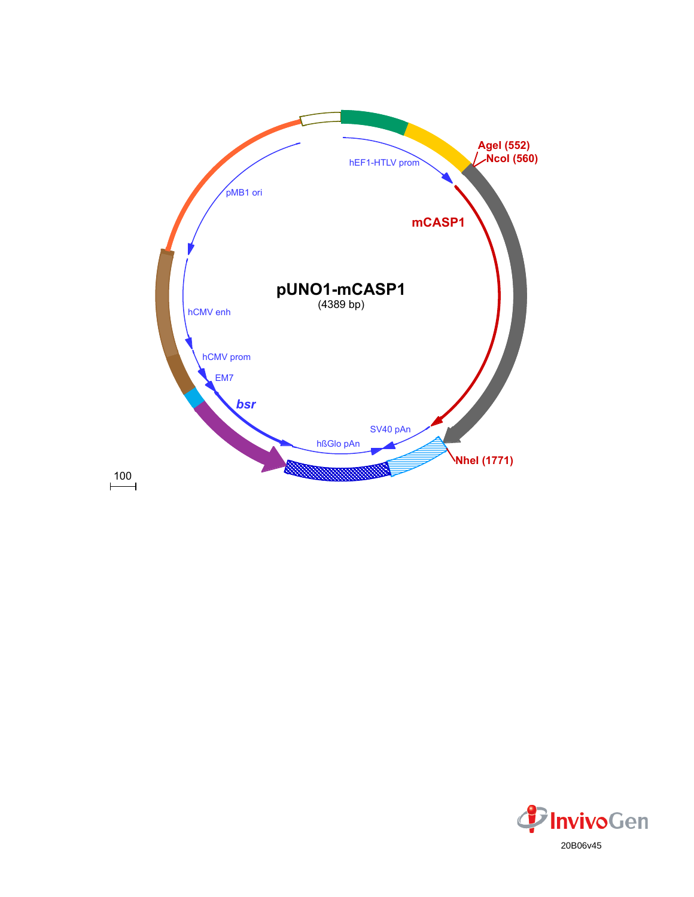# pUNO1-mCASP1

(4389 bp)

hEF1-HTLV prom

AgeI (552)

NcoI (560)

mCASP1

NheI (1771)

SV40 pAn

hßGlo pAn

bsr

EM7

hCMV prom

hCMV enh

pMB1 ori

100

InvivoGen

20B06v45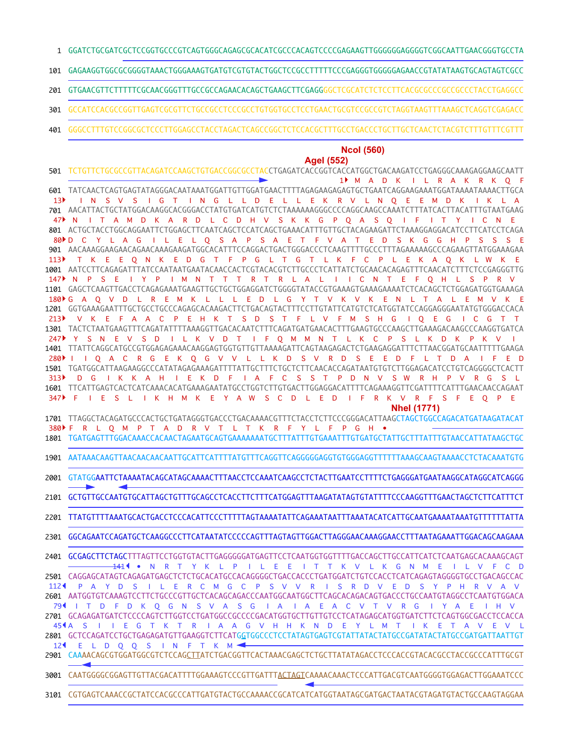```
1    GGATCTGCGATCGCTCCGGTGCCCGTCAGTGGGCAGAGCGCACATCGCCCACAGTCCCCGAGAAGTTGGGGGGAGGGGTCGGCAATTGAACGGGTGCCTA
101  GAGAAGGTGGCGCGGGGTAAACTGGGAAAGTGATGTCGTGTACTGGCTCCGCCTTTTTCCCGAGGGTGGGGGAGAACCGTATATAAGTGCAGTAGTCGCC
201  GTGAACGTTCTTTTTCGCAACGGGTTTGCCGCCAGAACACAGCTGAAGCTTCGAGGGGCTCGCATCTCTCCTTCACGCGCCCGCCGCCCTACCTGAGGCC
301  GCCATCCACGCCGGTTGAGTCGCGTTCTGCCGCCTCCCGCCTGTGGTGCCTCCTGAACTGCGTCCGCCGTCTAGGTAAGTTTAAAGCTCAGGTCGAGACC
401  GGGCCTTTGTCCGGCGCTCCCTTGGAGCCTACCTAGACTCAGCCGGCTCTCCACGCTTTGCCTGACCCTGCTTGCTCAACTCTACGTCTTTGTTTCGTTT

                                                                                NcoI (560)
                                                                        AgeI (552)
501  TCTGTTCTGCGCCGTTACAGATCCAAGCTGTGACCGGCGCCTACCTGAGATCACCGGTCACCATGGCTGACAAGATCCTGAGGGCAAAGAGGAAGCAATT
                                                                            1▸ M  A  D  K  I  L  R  A  K  R  K  Q  F
601  TATCAACTCAGTGAGTATAGGGACAATAAATGGATTGTTGGATGAACTTTTAGAGAAGAGAGTGCTGAATCAGGAAGAAATGGATAAAATAAAACTTGCA
13▸    I  N  S  V  S  I  G  T  I  N  G  L  L  D  E  L  L  E  K  R  V  L  N  Q  E  E  M  D  K  I  K  L  A
701  AACATTACTGCTATGGACAAGGCACGGGACCTATGTGATCATGTCTCTAAAAAAGGGCCCCAGGCAAGCCAAATCTTTATCACTTACATTTGTAATGAAG
47▸  N  I  T  A  M  D  K  A  R  D  L  C  D  H  V  S  K  K  G  P  Q  A  S  Q  I  F  I  T  Y  I  C  N  E
801  ACTGCTACCTGGCAGGAATTCTGGAGCTTCAATCAGCTCCATCAGCTGAAACATTTGTTGCTACAGAGATTCTAAAGGAGGACATCCTTCATCCTCAGA
80▸ D  C  Y  L  A  G  I  L  E  L  Q  S  A  P  S  A  E  T  F  V  A  T  E  D  S  K  G  G  H  P  S  S  S  E
901  AACAAAGGAAGAACAGAACAAAGAAGATGGCACATTTCCAGGACTGACTGGGACCCTCAAGTTTTGCCCTTTAGAAAAAGCCCAGAAGTTATGGAAAGAA
113▸   T  K  E  E  Q  N  K  E  D  G  T  F  P  G  L  T  G  T  L  K  F  C  P  L  E  K  A  Q  K  L  W  K  E
1001 AATCCTTCAGAGATTTATCCAATAATGAATACAACCACTCGTACACGTCTTGCCCTCATTATCTGCAACACAGAGTTTCAACATCTTTCTCCGAGGGTTG
147▸ N  P  S  E  I  Y  P  I  M  N  T  T  T  R  T  R  L  A  L  I  I  C  N  T  E  F  Q  H  L  S  P  R  V
1101 GAGCTCAAGTTGACCTCAGAGAAATGAAGTTGCTGCTGGAGGATCTGGGGTATACCGTGAAAGTGAAAGAAAATCTCACAGCTCTGGAGATGGTGAAAGA
180▸ G  A  Q  V  D  L  R  E  M  K  L  L  L  E  D  L  G  Y  T  V  K  V  K  E  N  L  T  A  L  E  M  V  K  E
1201 GGTGAAAGAATTTGCTGCCTGCCCAGAGCACAAGACTTCTGACAGTACTTTCCTTGTATTCATGTCTCATGGTATCCAGGAGGGAATATGTGGGACCACA
213▸   V  K  E  F  A  A  C  P  E  H  K  T  S  D  S  T  F  L  V  F  M  S  H  G  I  Q  E  G  I  C  G  T  T
1301 TACTCTAATGAAGTTTCAGATATTTTAAAGGTTGACACAATCTTTCAGATGATGAACACTTTGAAGTGCCCAAGCTTGAAAGACAAGCCCAAGGTGATCA
247▸ Y  S  N  E  V  S  D  I  L  K  V  D  T  I  F  Q  M  M  N  T  L  K  C  P  S  L  K  D  K  P  K  V  I
1401 TTATTCAGGCATGCCGTGGAGAGAAACAAGGAGTGGTGTTGTTAAAAGATTCAGTAAGAGACTCTGAAGAGGATTTCTTAACGGATGCAATTTTTGAAGA
280▸ I  I  Q  A  C  R  G  E  K  Q  G  V  V  L  L  K  D  S  V  R  D  S  E  E  D  F  L  T  D  A  I  F  E  D
1501 TGATGGCATTAAGAAGGCCCATATAGAGAAAGATTTTATTGCTTTCTGCTCTTCAACACCAGATAATGTGTCTTGGAGACATCCTGTCAGGGGCTCACTT
313▸   D  G  I  K  K  A  H  I  E  K  D  F  I  A  F  C  S  S  T  P  D  N  V  S  W  R  H  P  V  R  G  S  L
1601 TTCATTGAGTCACTCATCAAACACATGAAAGAATATGCCTGGTCTTGTGACTTGGAGGACATTTTCAGAAAGGTTCGATTTTCATTTGAACAACCAGAAT
347▸  F  I  E  S  L  I  K  H  M  K  E  Y  A  W  S  C  D  L  E  D  I  F  R  K  V  R  F  S  F  E  Q  P  E

                                                                                 NheI (1771)
1701 TTAGGCTACAGATGCCCACTGCTGATAGGGTGACCCTGACAAAACGTTTCTACCTCTTCCCGGGACATTAAGCTAGCTGGCCAGACATGATAAGATACAT
380▸ F  R  L  Q  M  P  T  A  D  R  V  T  L  T  K  R  F  Y  L  F  P  G  H  •
1801 TGATGAGTTTGGACAAACCACAACTAGAATGCAGTGAAAAAAATGCTTTATTTGTGAAATTTGTGATGCTATTGCTTTATTTGTAACCATTATAAGCTGC
1901 AATAAACAAGTTAACAACAACAATTGCATTCATTTTATGTTTCAGGTTCAGGGGGAGGTGTGGGAGGTTTTTTAAAGCAAGTAAAACCTCTACAAATGTG
2001 GTATGGAATTCTAAAATACAGCATAGCAAAACTTTAACCTCCAAATCAAGCCTCTACTTGAATCCTTTTCTGAGGGATGAATAAGGCATAGGCATCAGGG
2101 GCTGTTGCCAATGTGCATTAGCTGTTTGCAGCCTCACCTTCTTTCATGGAGTTTAAGATATAGTGTATTTTCCCAAGGTTTGAACTAGCTCTTCATTTCT
2201 TTATGTTTTAAATGCACTGACCTCCCACATTCCCTTTTTAGTAAAATATTCAGAAATAATTTAAATACATCATTGCAATGAAAATAAATGTTTTTTATTA
2301 GGCAGAATCCAGATGCTCAAGGCCCTTCATAATATCCCCCAGTTTAGTAGTTGGACTTAGGGAACAAAGGAACCTTTAATAGAAATTGGACAGCAAGAAA
2401 GCGAGCTTCTAGCTTTAGTTCCTGGTGTACTTGAGGGGGATGAGTTCCTCAATGGTGGTTTTGACCAGCTTGCCATTCATCTCAATGAGCACAAAGCAGT
               141◂ •  N  R  T  Y  K  L  P  I  L  E  E  I  T  T  K  V  L  K  G  N  M  E  I  L  V  F  C  D
2501 CAGGAGCATAGTCAGAGATGAGCTCTCTGCACATGCCACAGGGGCTGACCACCCTGATGGATCTGTCCACCTCATCAGAGTAGGGGTGCCTGACAGCCAC
112◂   P  A  Y  D  S  I  L  E  R  C  M  G  C  P  S  V  V  R  I  S  R  D  V  E  D  S  Y  P  H  R  V  A  V
2601 AATGGTGTCAAAGTCCTTCTGCCCGTTGCTCACAGCAGACCCAATGGCAATGGCTTCAGCACAGACAGTGACCCTGCCAATGTAGGCCTCAATGTGGACA
79◂  I  T  D  F  D  K  Q  G  N  S  V  A  S  G  I  A  I  A  E  A  C  V  T  V  R  G  I  Y  A  E  I  H  V
2701 GCAGAGATGATCTCCCCAGTCTTGGTCCTGATGGCGCCCCGACATGGTGCTTGTTGTCCTCATAGAGCATGGTGATCTTCTCAGTGGCGACCTCCACCA
45◂ A  S  I  I  E  G  T  K  T  R  I  A  A  G  V  H  H  K  N  D  E  Y  L  M  T  I  K  E  T  A  V  E  V  L
2801 GCTCCAGATCCTGCTGAGAGATGTTGAAGGTCTTCATGGTGGCCCTCCTATAGTGAGTCGTATTATACTATGCCGATATACTATGCCGATGATTAATTGT
12◂    E  L  D  Q  Q  S  I  N  F  T  K  M
2901 CAAAACAGCGTGGATGGCGTCTCCAGCTTATCTGACGGTTCACTAAACGAGCTCTGCTTATATAGACCTCCCACCGTACACGCCTACCGCCCATTTGCGT
3001 CAATGGGGCGGAGTTGTTACGACATTTTGGAAAGTCCCGTTGATTTACTAGTCAAAACAAACTCCCATTGACGTCAATGGGGTGGAGACTTGGAAATCCC
3101 CGTGAGTCAAACCGCTATCCACGCCCATTGATGTACTGCCAAAACCGCATCATCATGGTAATAGCGATGACTAATACGTAGATGTACTGCCAAGTAGGAA
```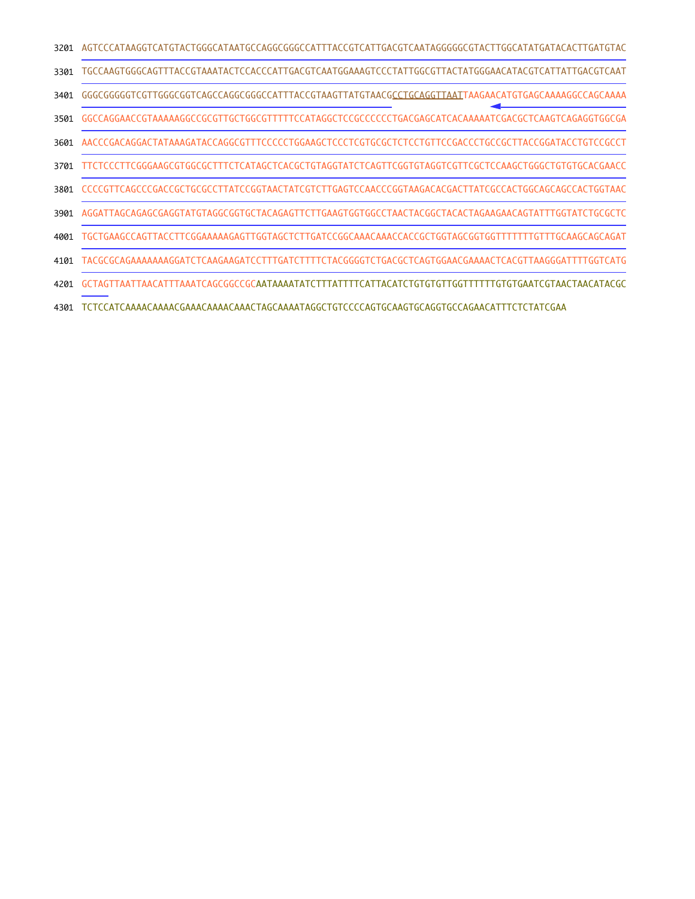```
3201 AGTCCCATAAGGTCATGTACTGGGCATAATGCCAGGCGGGCCATTTACCGTCATTGACGTCAATAGGGGGCGTACTTGGCATATGATACACTTGATGTAC
3301 TGCCAAGTGGGCAGTTTACCGTAAATACTCCACCCATTGACGTCAATGGAAAGTCCCTATTGGCGTTACTATGGGAACATACGTCATTATTGACGTCAAT
3401 GGGCGGGGGTCGTTGGGCGGTCAGCCAGGCGGGCCATTTACCGTAAGTTATGTAACGCCTGCAGGTTAATTAAGAACATGTGAGCAAAAGGCCAGCAAAA
3501 GGCCAGGAACCGTAAAAAGGCCGCGTTGCTGGCGTTTTTCCATAGGCTCCGCCCCCCTGACGAGCATCACAAAAATCGACGCTCAAGTCAGAGGTGGCGA
3601 AACCCGACAGGACTATAAAGATACCAGGCGTTTCCCCCTGGAAGCTCCCTCGTGCGCTCTCCTGTTCCGACCCTGCCGCTTACCGGATACCTGTCCGCCT
3701 TTCTCCCTTCGGGAAGCGTGGCGCTTTCTCATAGCTCACGCTGTAGGTATCTCAGTTCGGTGTAGGTCGTTCGCTCCAAGCTGGGCTGTGTGCACGAACC
3801 CCCCGTTCAGCCCGACCGCTGCGCCTTATCCGGTAACTATCGTCTTGAGTCCAACCCGGTAAGACACGACTTATCGCCACTGGCAGCAGCCACTGGTAAC
3901 AGGATTAGCAGAGCGAGGTATGTAGGCGGTGCTACAGAGTTCTTGAAGTGGTGGCCTAACTACGGCTACACTAGAAGAACAGTATTTGGTATCTGCGCTC
4001 TGCTGAAGCCAGTTACCTTCGGAAAAAGAGTTGGTAGCTCTTGATCCGGCAAACAAACCACCGCTGGTAGCGGTGGTTTTTTTGTTTGCAAGCAGCAGAT
4101 TACGCGCAGAAAAAAAGGATCTCAAGAAGATCCTTTGATCTTTTCTACGGGGTCTGACGCTCAGTGGAACGAAAACTCACGTTAAGGGATTTTGGTCATG
4201 GCTAGTTAATTAACATTTAAATCAGCGGCCGCAATAAAATATCTTTATTTTCATTACATCTGTGTGTTGGTTTTTTGTGTGAATCGTAACTAACATACGC
4301 TCTCCATCAAAACAAAACGAAACAAAACAAACTAGCAAAATAGGCTGTCCCCAGTGCAAGTGCAGGTGCCAGAACATTTCTCTATCGAA
```